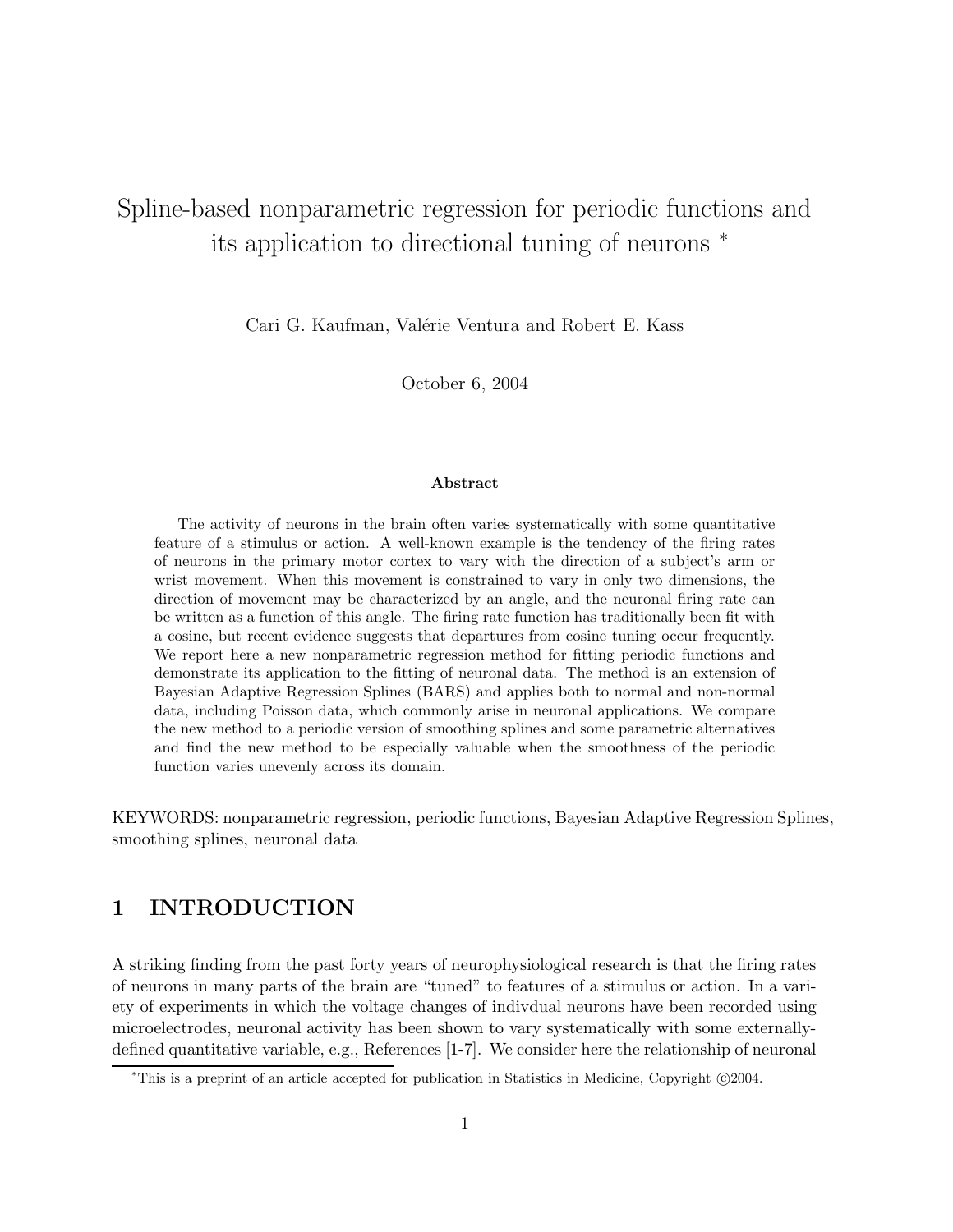# Spline-based nonparametric regression for periodic functions and its application to directional tuning of neurons *

Cari G. Kaufman, Valérie Ventura and Robert E. Kass

October 6, 2004

**Abstract**

The activity of neurons in the brain often varies systematically with some quantitative feature of a stimulus or action. A well-known example is the tendency of the firing rates of neurons in the primary motor cortex to vary with the direction of a subject's arm or wrist movement. When this movement is constrained to vary in only two dimensions, the direction of movement may be characterized by an angle, and the neuronal firing rate can be written as a function of this angle. The firing rate function has traditionally been fit with a cosine, but recent evidence suggests that departures from cosine tuning occur frequently. We report here a new nonparametric regression method for fitting periodic functions and demonstrate its application to the fitting of neuronal data. The method is an extension of Bayesian Adaptive Regression Splines (BARS) and applies both to normal and non-normal data, including Poisson data, which commonly arise in neuronal applications. We compare the new method to a periodic version of smoothing splines and some parametric alternatives and find the new method to be especially valuable when the smoothness of the periodic function varies unevenly across its domain.

KEYWORDS: nonparametric regression, periodic functions, Bayesian Adaptive Regression Splines, smoothing splines, neuronal data

## 1 INTRODUCTION

A striking finding from the past forty years of neurophysiological research is that the firing rates of neurons in many parts of the brain are "tuned" to features of a stimulus or action. In a variety of experiments in which the voltage changes of indivdual neurons have been recorded using microelectrodes, neuronal activity has been shown to vary systematically with some externally-defined quantitative variable, e.g., References [1-7]. We consider here the relationship of neuronal

*This is a preprint of an article accepted for publication in Statistics in Medicine, Copyright ©2004.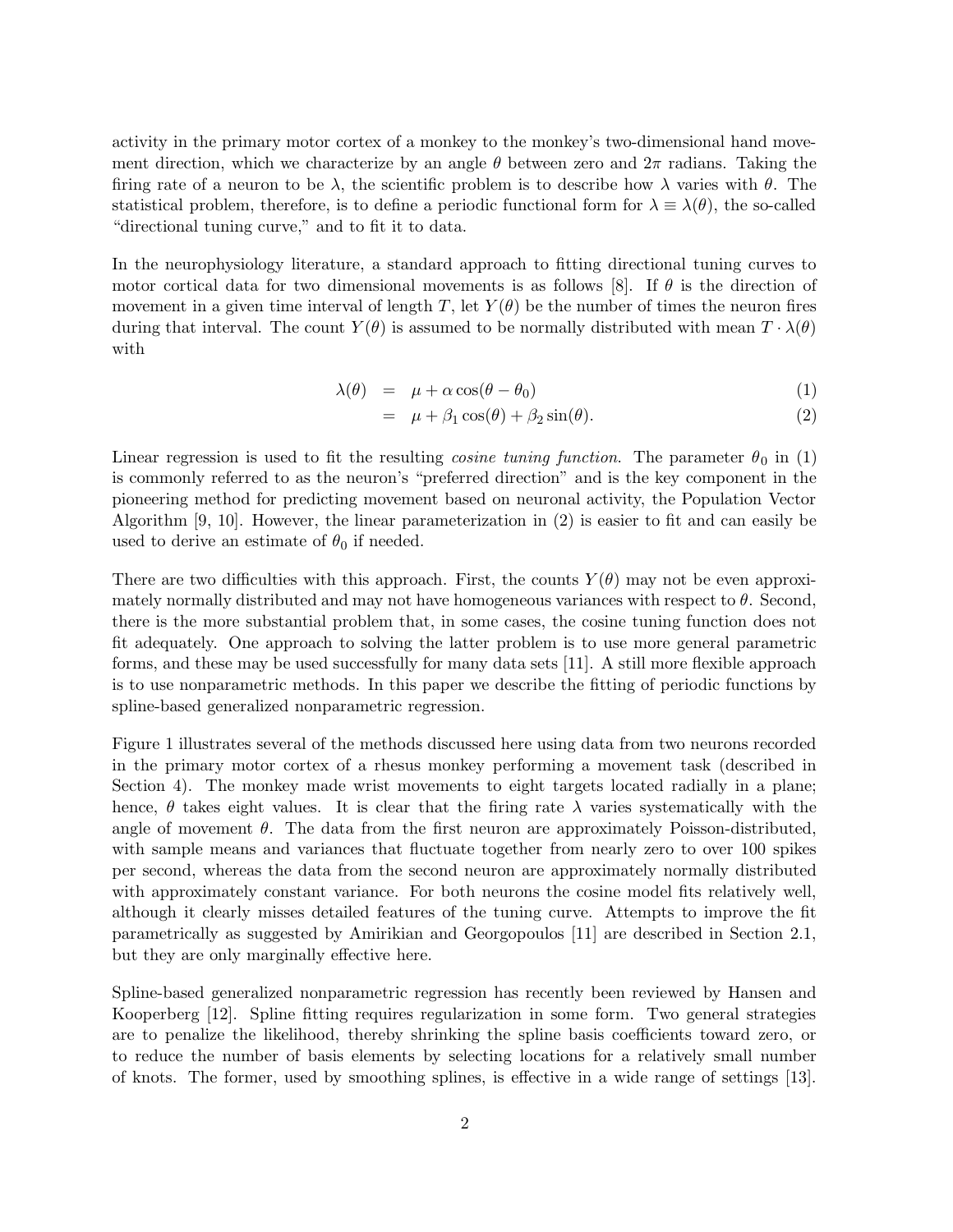activity in the primary motor cortex of a monkey to the monkey's two-dimensional hand movement direction, which we characterize by an angle $\theta$ between zero and $2\pi$ radians. Taking the firing rate of a neuron to be $\lambda$, the scientific problem is to describe how $\lambda$ varies with $\theta$. The statistical problem, therefore, is to define a periodic functional form for $\lambda \equiv \lambda(\theta)$, the so-called "directional tuning curve," and to fit it to data.

In the neurophysiology literature, a standard approach to fitting directional tuning curves to motor cortical data for two dimensional movements is as follows [8]. If $\theta$ is the direction of movement in a given time interval of length $T$, let $Y(\theta)$ be the number of times the neuron fires during that interval. The count $Y(\theta)$ is assumed to be normally distributed with mean $T \cdot \lambda(\theta)$ with

$$\lambda(\theta) = \mu + \alpha \cos(\theta - \theta_0) \tag{1}$$

$$= \mu + \beta_1 \cos(\theta) + \beta_2 \sin(\theta). \tag{2}$$

Linear regression is used to fit the resulting *cosine tuning function*. The parameter $\theta_0$ in (1) is commonly referred to as the neuron's "preferred direction" and is the key component in the pioneering method for predicting movement based on neuronal activity, the Population Vector Algorithm [9, 10]. However, the linear parameterization in (2) is easier to fit and can easily be used to derive an estimate of $\theta_0$ if needed.

There are two difficulties with this approach. First, the counts $Y(\theta)$ may not be even approximately normally distributed and may not have homogeneous variances with respect to $\theta$. Second, there is the more substantial problem that, in some cases, the cosine tuning function does not fit adequately. One approach to solving the latter problem is to use more general parametric forms, and these may be used successfully for many data sets [11]. A still more flexible approach is to use nonparametric methods. In this paper we describe the fitting of periodic functions by spline-based generalized nonparametric regression.

Figure 1 illustrates several of the methods discussed here using data from two neurons recorded in the primary motor cortex of a rhesus monkey performing a movement task (described in Section 4). The monkey made wrist movements to eight targets located radially in a plane; hence, $\theta$ takes eight values. It is clear that the firing rate $\lambda$ varies systematically with the angle of movement $\theta$. The data from the first neuron are approximately Poisson-distributed, with sample means and variances that fluctuate together from nearly zero to over 100 spikes per second, whereas the data from the second neuron are approximately normally distributed with approximately constant variance. For both neurons the cosine model fits relatively well, although it clearly misses detailed features of the tuning curve. Attempts to improve the fit parametrically as suggested by Amirikian and Georgopoulos [11] are described in Section 2.1, but they are only marginally effective here.

Spline-based generalized nonparametric regression has recently been reviewed by Hansen and Kooperberg [12]. Spline fitting requires regularization in some form. Two general strategies are to penalize the likelihood, thereby shrinking the spline basis coefficients toward zero, or to reduce the number of basis elements by selecting locations for a relatively small number of knots. The former, used by smoothing splines, is effective in a wide range of settings [13].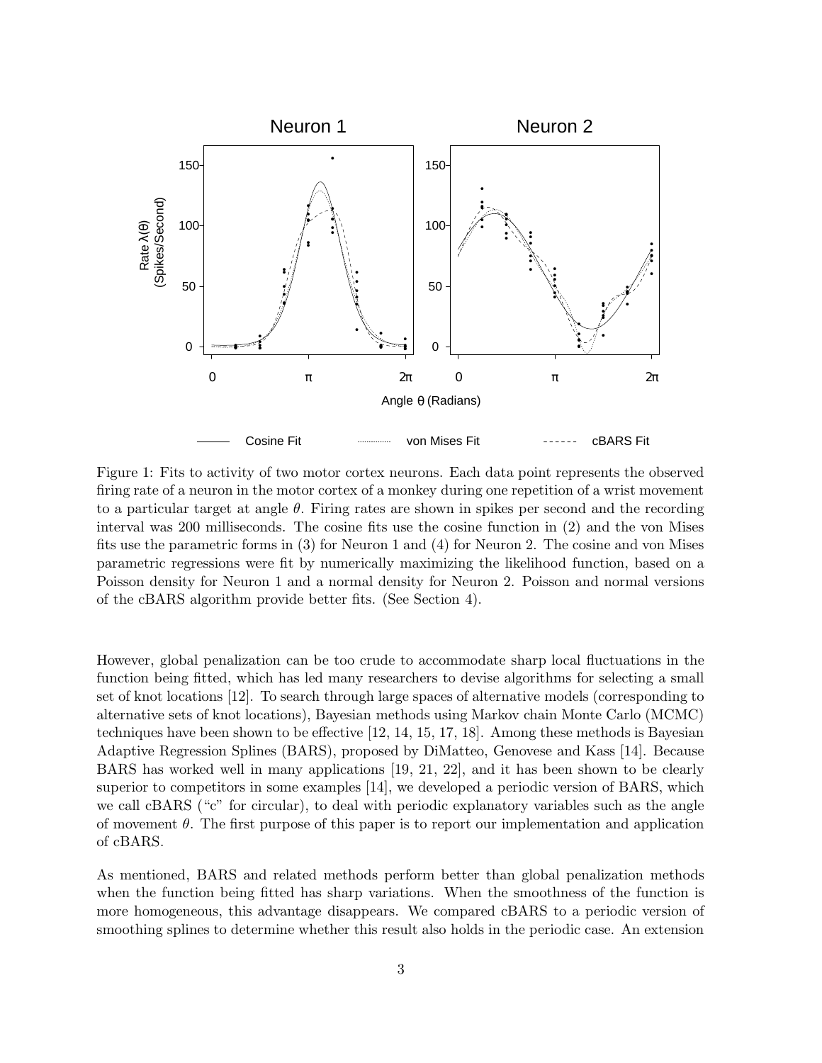Figure 1: Fits to activity of two motor cortex neurons. Each data point represents the observed firing rate of a neuron in the motor cortex of a monkey during one repetition of a wrist movement to a particular target at angle $\theta$. Firing rates are shown in spikes per second and the recording interval was 200 milliseconds. The cosine fits use the cosine function in (2) and the von Mises fits use the parametric forms in (3) for Neuron 1 and (4) for Neuron 2. The cosine and von Mises parametric regressions were fit by numerically maximizing the likelihood function, based on a Poisson density for Neuron 1 and a normal density for Neuron 2. Poisson and normal versions of the cBARS algorithm provide better fits. (See Section 4).

However, global penalization can be too crude to accommodate sharp local fluctuations in the function being fitted, which has led many researchers to devise algorithms for selecting a small set of knot locations [12]. To search through large spaces of alternative models (corresponding to alternative sets of knot locations), Bayesian methods using Markov chain Monte Carlo (MCMC) techniques have been shown to be effective [12, 14, 15, 17, 18]. Among these methods is Bayesian Adaptive Regression Splines (BARS), proposed by DiMatteo, Genovese and Kass [14]. Because BARS has worked well in many applications [19, 21, 22], and it has been shown to be clearly superior to competitors in some examples [14], we developed a periodic version of BARS, which we call cBARS ("c" for circular), to deal with periodic explanatory variables such as the angle of movement $\theta$. The first purpose of this paper is to report our implementation and application of cBARS.

As mentioned, BARS and related methods perform better than global penalization methods when the function being fitted has sharp variations. When the smoothness of the function is more homogeneous, this advantage disappears. We compared cBARS to a periodic version of smoothing splines to determine whether this result also holds in the periodic case. An extension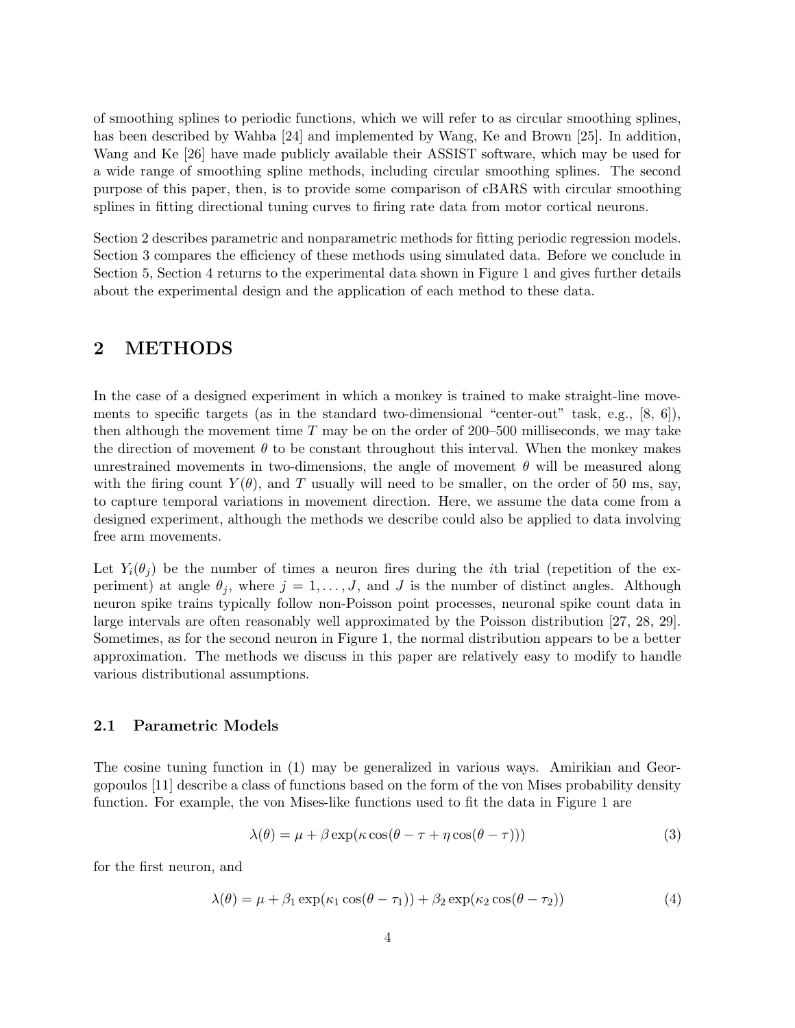of smoothing splines to periodic functions, which we will refer to as circular smoothing splines, has been described by Wahba [24] and implemented by Wang, Ke and Brown [25]. In addition, Wang and Ke [26] have made publicly available their ASSIST software, which may be used for a wide range of smoothing spline methods, including circular smoothing splines. The second purpose of this paper, then, is to provide some comparison of cBARS with circular smoothing splines in fitting directional tuning curves to firing rate data from motor cortical neurons.

Section 2 describes parametric and nonparametric methods for fitting periodic regression models. Section 3 compares the efficiency of these methods using simulated data. Before we conclude in Section 5, Section 4 returns to the experimental data shown in Figure 1 and gives further details about the experimental design and the application of each method to these data.

## 2 METHODS

In the case of a designed experiment in which a monkey is trained to make straight-line movements to specific targets (as in the standard two-dimensional "center-out" task, e.g., [8, 6]), then although the movement time $T$ may be on the order of 200–500 milliseconds, we may take the direction of movement $\theta$ to be constant throughout this interval. When the monkey makes unrestrained movements in two-dimensions, the angle of movement $\theta$ will be measured along with the firing count $Y(\theta)$, and $T$ usually will need to be smaller, on the order of 50 ms, say, to capture temporal variations in movement direction. Here, we assume the data come from a designed experiment, although the methods we describe could also be applied to data involving free arm movements.

Let $Y_i(\theta_j)$ be the number of times a neuron fires during the $i$th trial (repetition of the experiment) at angle $\theta_j$, where $j = 1, \ldots, J$, and $J$ is the number of distinct angles. Although neuron spike trains typically follow non-Poisson point processes, neuronal spike count data in large intervals are often reasonably well approximated by the Poisson distribution [27, 28, 29]. Sometimes, as for the second neuron in Figure 1, the normal distribution appears to be a better approximation. The methods we discuss in this paper are relatively easy to modify to handle various distributional assumptions.

### 2.1 Parametric Models

The cosine tuning function in (1) may be generalized in various ways. Amirikian and Georgopoulos [11] describe a class of functions based on the form of the von Mises probability density function. For example, the von Mises-like functions used to fit the data in Figure 1 are

$$\lambda(\theta) = \mu + \beta \exp(\kappa \cos(\theta - \tau + \eta \cos(\theta - \tau))) \tag{3}$$

for the first neuron, and

$$\lambda(\theta) = \mu + \beta_1 \exp(\kappa_1 \cos(\theta - \tau_1)) + \beta_2 \exp(\kappa_2 \cos(\theta - \tau_2)) \tag{4}$$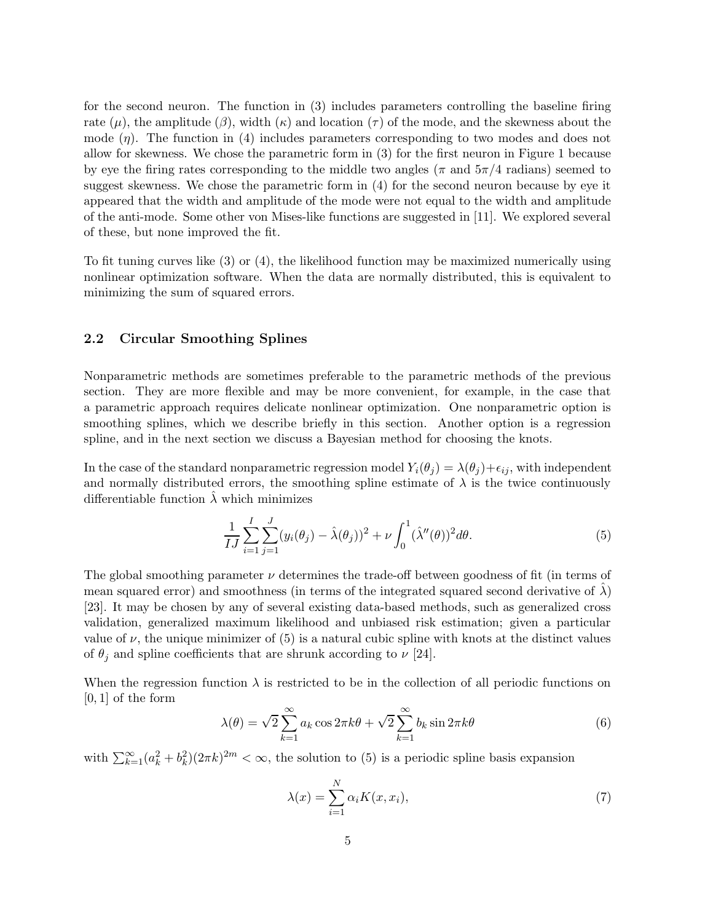for the second neuron. The function in (3) includes parameters controlling the baseline firing rate ($\mu$), the amplitude ($\beta$), width ($\kappa$) and location ($\tau$) of the mode, and the skewness about the mode ($\eta$). The function in (4) includes parameters corresponding to two modes and does not allow for skewness. We chose the parametric form in (3) for the first neuron in Figure 1 because by eye the firing rates corresponding to the middle two angles ($\pi$ and $5\pi/4$ radians) seemed to suggest skewness. We chose the parametric form in (4) for the second neuron because by eye it appeared that the width and amplitude of the mode were not equal to the width and amplitude of the anti-mode. Some other von Mises-like functions are suggested in [11]. We explored several of these, but none improved the fit.

To fit tuning curves like (3) or (4), the likelihood function may be maximized numerically using nonlinear optimization software. When the data are normally distributed, this is equivalent to minimizing the sum of squared errors.

## 2.2 Circular Smoothing Splines

Nonparametric methods are sometimes preferable to the parametric methods of the previous section. They are more flexible and may be more convenient, for example, in the case that a parametric approach requires delicate nonlinear optimization. One nonparametric option is smoothing splines, which we describe briefly in this section. Another option is a regression spline, and in the next section we discuss a Bayesian method for choosing the knots.

In the case of the standard nonparametric regression model $Y_i(\theta_j) = \lambda(\theta_j) + \epsilon_{ij}$, with independent and normally distributed errors, the smoothing spline estimate of $\lambda$ is the twice continuously differentiable function $\hat{\lambda}$ which minimizes

$$\frac{1}{IJ} \sum_{i=1}^{I} \sum_{j=1}^{J} (y_i(\theta_j) - \hat{\lambda}(\theta_j))^2 + \nu \int_0^1 (\hat{\lambda}''(\theta))^2 d\theta. \tag{5}$$

The global smoothing parameter $\nu$ determines the trade-off between goodness of fit (in terms of mean squared error) and smoothness (in terms of the integrated squared second derivative of $\hat{\lambda}$) [23]. It may be chosen by any of several existing data-based methods, such as generalized cross validation, generalized maximum likelihood and unbiased risk estimation; given a particular value of $\nu$, the unique minimizer of (5) is a natural cubic spline with knots at the distinct values of $\theta_j$ and spline coefficients that are shrunk according to $\nu$ [24].

When the regression function $\lambda$ is restricted to be in the collection of all periodic functions on $[0, 1]$ of the form

$$\lambda(\theta) = \sqrt{2} \sum_{k=1}^{\infty} a_k \cos 2\pi k\theta + \sqrt{2} \sum_{k=1}^{\infty} b_k \sin 2\pi k\theta \tag{6}$$

with $\sum_{k=1}^{\infty} (a_k^2 + b_k^2)(2\pi k)^{2m} < \infty$, the solution to (5) is a periodic spline basis expansion

$$\lambda(x) = \sum_{i=1}^{N} \alpha_i K(x, x_i), \tag{7}$$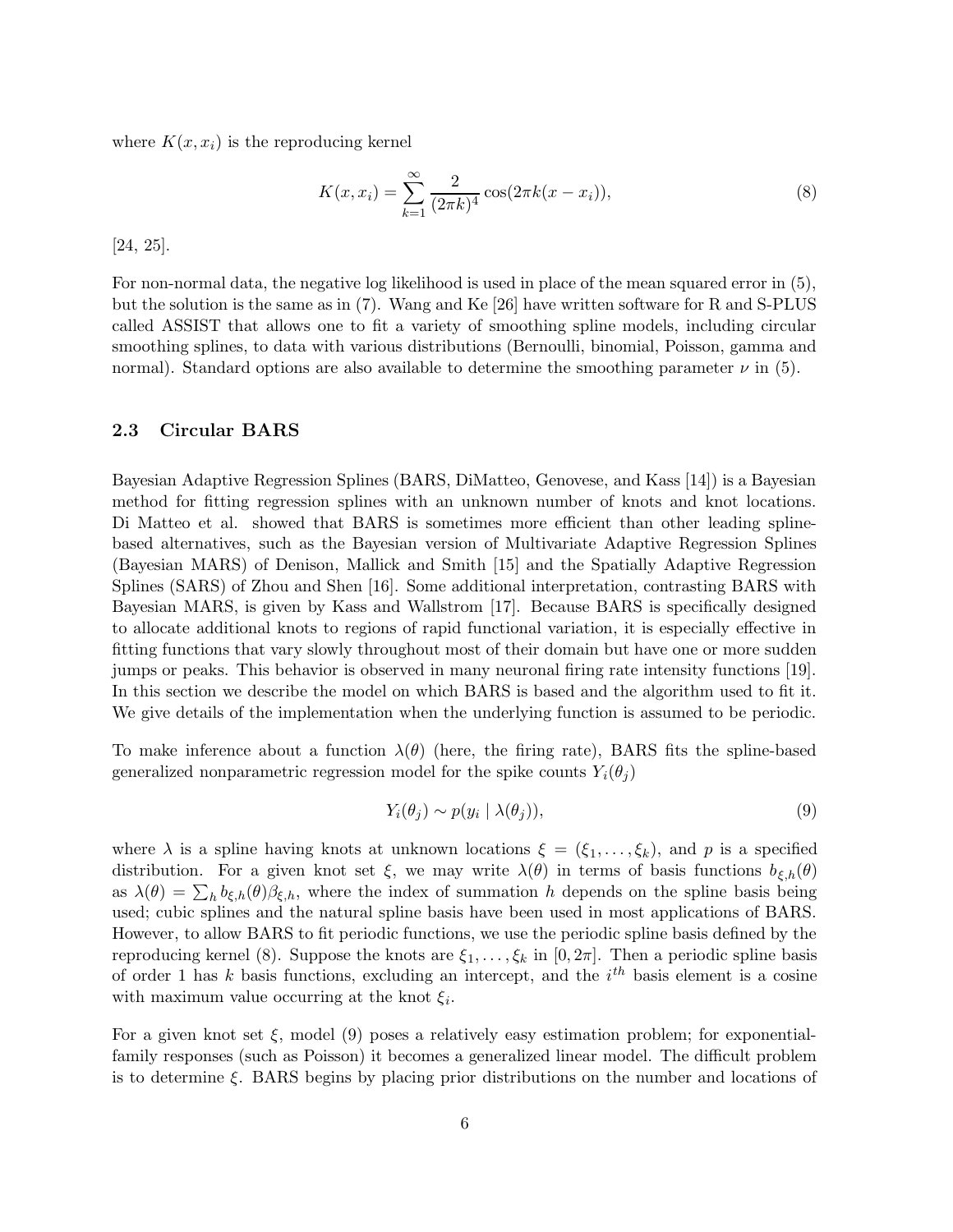where $K(x, x_i)$ is the reproducing kernel

$$K(x, x_i) = \sum_{k=1}^{\infty} \frac{2}{(2\pi k)^4} \cos(2\pi k(x - x_i)), \tag{8}$$

[24, 25].

For non-normal data, the negative log likelihood is used in place of the mean squared error in (5), but the solution is the same as in (7). Wang and Ke [26] have written software for R and S-PLUS called ASSIST that allows one to fit a variety of smoothing spline models, including circular smoothing splines, to data with various distributions (Bernoulli, binomial, Poisson, gamma and normal). Standard options are also available to determine the smoothing parameter $\nu$ in (5).

### 2.3 Circular BARS

Bayesian Adaptive Regression Splines (BARS, DiMatteo, Genovese, and Kass [14]) is a Bayesian method for fitting regression splines with an unknown number of knots and knot locations. Di Matteo et al. showed that BARS is sometimes more efficient than other leading spline-based alternatives, such as the Bayesian version of Multivariate Adaptive Regression Splines (Bayesian MARS) of Denison, Mallick and Smith [15] and the Spatially Adaptive Regression Splines (SARS) of Zhou and Shen [16]. Some additional interpretation, contrasting BARS with Bayesian MARS, is given by Kass and Wallstrom [17]. Because BARS is specifically designed to allocate additional knots to regions of rapid functional variation, it is especially effective in fitting functions that vary slowly throughout most of their domain but have one or more sudden jumps or peaks. This behavior is observed in many neuronal firing rate intensity functions [19]. In this section we describe the model on which BARS is based and the algorithm used to fit it. We give details of the implementation when the underlying function is assumed to be periodic.

To make inference about a function $\lambda(\theta)$ (here, the firing rate), BARS fits the spline-based generalized nonparametric regression model for the spike counts $Y_i(\theta_j)$

$$Y_i(\theta_j) \sim p(y_i \mid \lambda(\theta_j)), \tag{9}$$

where $\lambda$ is a spline having knots at unknown locations $\xi = (\xi_1, \ldots, \xi_k)$, and $p$ is a specified distribution. For a given knot set $\xi$, we may write $\lambda(\theta)$ in terms of basis functions $b_{\xi,h}(\theta)$ as $\lambda(\theta) = \sum_h b_{\xi,h}(\theta)\beta_{\xi,h}$, where the index of summation $h$ depends on the spline basis being used; cubic splines and the natural spline basis have been used in most applications of BARS. However, to allow BARS to fit periodic functions, we use the periodic spline basis defined by the reproducing kernel (8). Suppose the knots are $\xi_1, \ldots, \xi_k$ in $[0, 2\pi]$. Then a periodic spline basis of order 1 has $k$ basis functions, excluding an intercept, and the $i^{th}$ basis element is a cosine with maximum value occurring at the knot $\xi_i$.

For a given knot set $\xi$, model (9) poses a relatively easy estimation problem; for exponential-family responses (such as Poisson) it becomes a generalized linear model. The difficult problem is to determine $\xi$. BARS begins by placing prior distributions on the number and locations of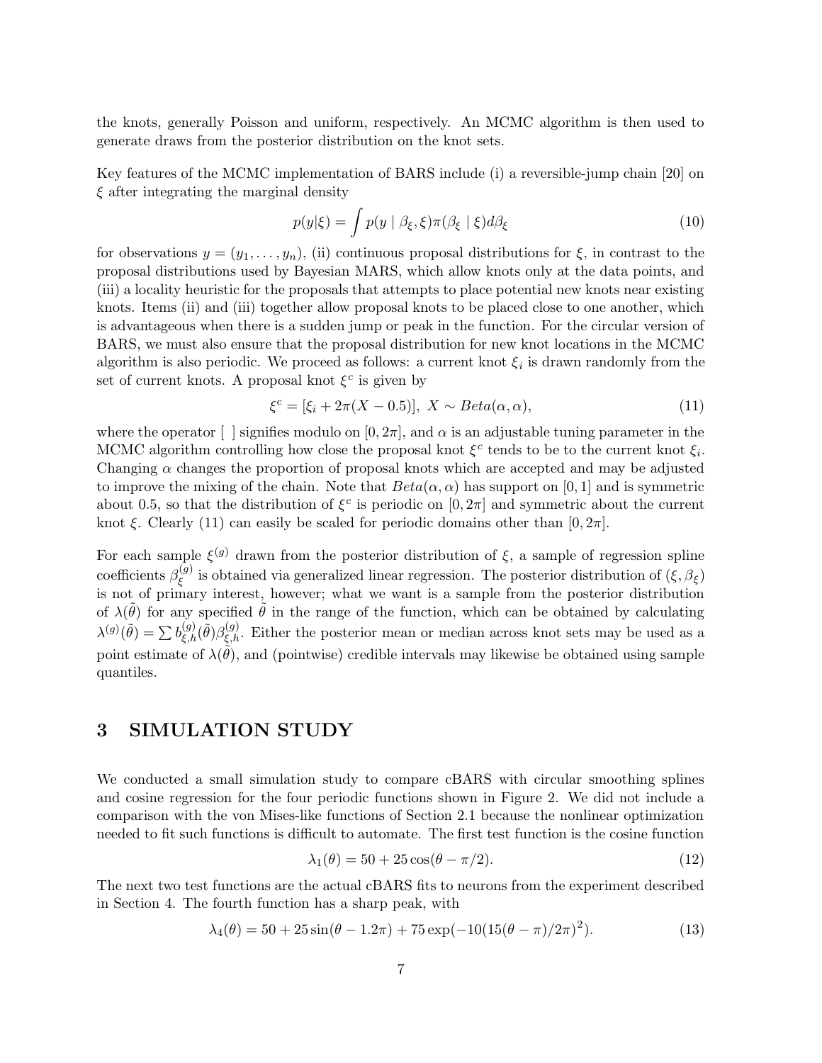the knots, generally Poisson and uniform, respectively. An MCMC algorithm is then used to generate draws from the posterior distribution on the knot sets.

Key features of the MCMC implementation of BARS include (i) a reversible-jump chain [20] on $\xi$ after integrating the marginal density

$$p(y|\xi) = \int p(y \mid \beta_\xi, \xi)\pi(\beta_\xi \mid \xi)d\beta_\xi \tag{10}$$

for observations $y = (y_1, \ldots, y_n)$, (ii) continuous proposal distributions for $\xi$, in contrast to the proposal distributions used by Bayesian MARS, which allow knots only at the data points, and (iii) a locality heuristic for the proposals that attempts to place potential new knots near existing knots. Items (ii) and (iii) together allow proposal knots to be placed close to one another, which is advantageous when there is a sudden jump or peak in the function. For the circular version of BARS, we must also ensure that the proposal distribution for new knot locations in the MCMC algorithm is also periodic. We proceed as follows: a current knot $\xi_i$ is drawn randomly from the set of current knots. A proposal knot $\xi^c$ is given by

$$\xi^c = [\xi_i + 2\pi(X - 0.5)],\ X \sim Beta(\alpha, \alpha), \tag{11}$$

where the operator [ ] signifies modulo on $[0, 2\pi]$, and $\alpha$ is an adjustable tuning parameter in the MCMC algorithm controlling how close the proposal knot $\xi^c$ tends to be to the current knot $\xi_i$. Changing $\alpha$ changes the proportion of proposal knots which are accepted and may be adjusted to improve the mixing of the chain. Note that $Beta(\alpha, \alpha)$ has support on $[0, 1]$ and is symmetric about 0.5, so that the distribution of $\xi^c$ is periodic on $[0, 2\pi]$ and symmetric about the current knot $\xi$. Clearly (11) can easily be scaled for periodic domains other than $[0, 2\pi]$.

For each sample $\xi^{(g)}$ drawn from the posterior distribution of $\xi$, a sample of regression spline coefficients $\beta_\xi^{(g)}$ is obtained via generalized linear regression. The posterior distribution of $(\xi, \beta_\xi)$ is not of primary interest, however; what we want is a sample from the posterior distribution of $\lambda(\tilde{\theta})$ for any specified $\tilde{\theta}$ in the range of the function, which can be obtained by calculating $\lambda^{(g)}(\tilde{\theta}) = \sum b_{\xi,h}^{(g)}(\tilde{\theta})\beta_{\xi,h}^{(g)}$. Either the posterior mean or median across knot sets may be used as a point estimate of $\lambda(\tilde{\theta})$, and (pointwise) credible intervals may likewise be obtained using sample quantiles.

# 3 SIMULATION STUDY

We conducted a small simulation study to compare cBARS with circular smoothing splines and cosine regression for the four periodic functions shown in Figure 2. We did not include a comparison with the von Mises-like functions of Section 2.1 because the nonlinear optimization needed to fit such functions is difficult to automate. The first test function is the cosine function

$$\lambda_1(\theta) = 50 + 25\cos(\theta - \pi/2). \tag{12}$$

The next two test functions are the actual cBARS fits to neurons from the experiment described in Section 4. The fourth function has a sharp peak, with

$$\lambda_4(\theta) = 50 + 25\sin(\theta - 1.2\pi) + 75\exp(-10(15(\theta - \pi)/2\pi)^2). \tag{13}$$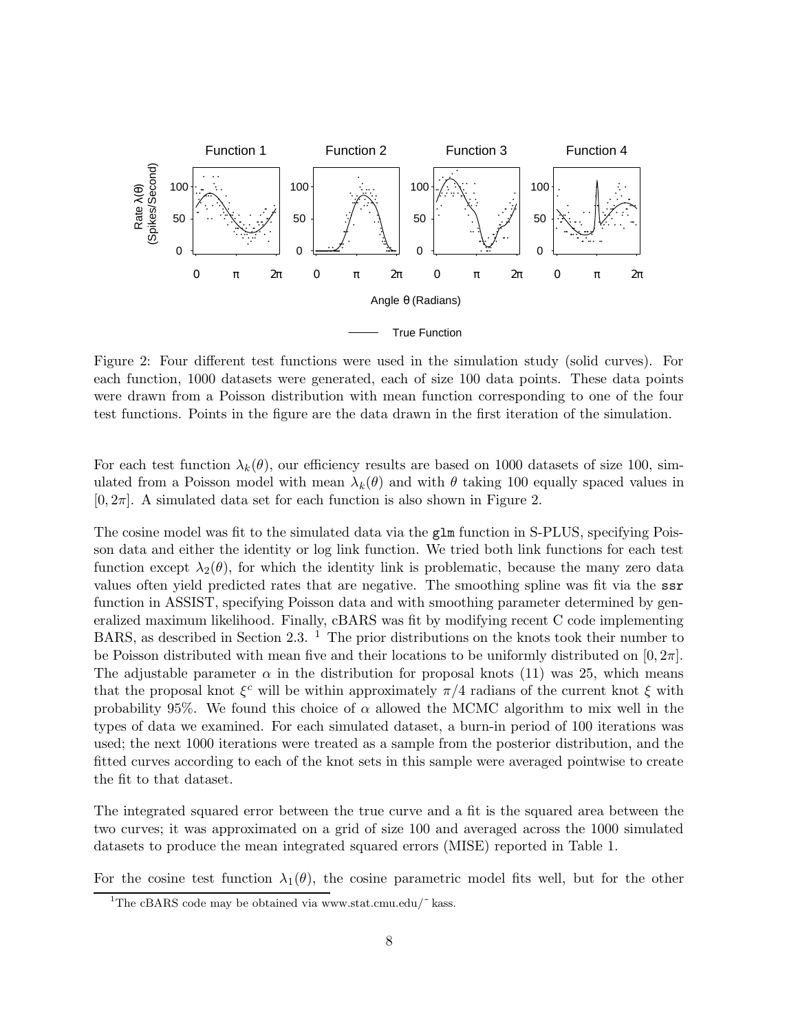Figure 2: Four different test functions were used in the simulation study (solid curves). For each function, 1000 datasets were generated, each of size 100 data points. These data points were drawn from a Poisson distribution with mean function corresponding to one of the four test functions. Points in the figure are the data drawn in the first iteration of the simulation.

For each test function $\lambda_k(\theta)$, our efficiency results are based on 1000 datasets of size 100, simulated from a Poisson model with mean $\lambda_k(\theta)$ and with $\theta$ taking 100 equally spaced values in $[0, 2\pi]$. A simulated data set for each function is also shown in Figure 2.

The cosine model was fit to the simulated data via the `glm` function in S-PLUS, specifying Poisson data and either the identity or log link function. We tried both link functions for each test function except $\lambda_2(\theta)$, for which the identity link is problematic, because the many zero data values often yield predicted rates that are negative. The smoothing spline was fit via the `ssr` function in ASSIST, specifying Poisson data and with smoothing parameter determined by generalized maximum likelihood. Finally, cBARS was fit by modifying recent C code implementing BARS, as described in Section 2.3. [1] The prior distributions on the knots took their number to be Poisson distributed with mean five and their locations to be uniformly distributed on $[0, 2\pi]$. The adjustable parameter $\alpha$ in the distribution for proposal knots (11) was 25, which means that the proposal knot $\xi^c$ will be within approximately $\pi/4$ radians of the current knot $\xi$ with probability 95%. We found this choice of $\alpha$ allowed the MCMC algorithm to mix well in the types of data we examined. For each simulated dataset, a burn-in period of 100 iterations was used; the next 1000 iterations were treated as a sample from the posterior distribution, and the fitted curves according to each of the knot sets in this sample were averaged pointwise to create the fit to that dataset.

The integrated squared error between the true curve and a fit is the squared area between the two curves; it was approximated on a grid of size 100 and averaged across the 1000 simulated datasets to produce the mean integrated squared errors (MISE) reported in Table 1.

For the cosine test function $\lambda_1(\theta)$, the cosine parametric model fits well, but for the other

[1] The cBARS code may be obtained via www.stat.cmu.edu/~ kass.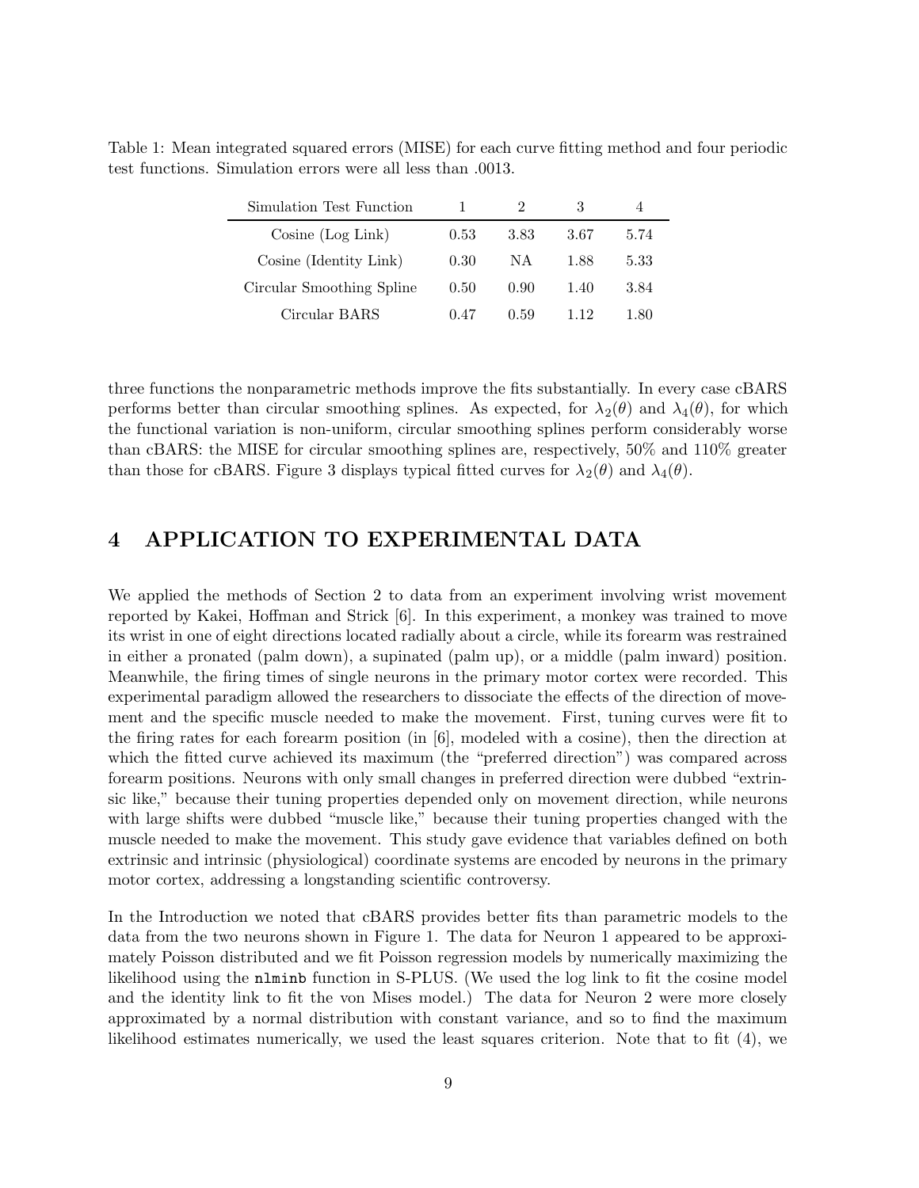Table 1: Mean integrated squared errors (MISE) for each curve fitting method and four periodic test functions. Simulation errors were all less than .0013.

| Simulation Test Function | 1 | 2 | 3 | 4 |
|---|---|---|---|---|
| Cosine (Log Link) | 0.53 | 3.83 | 3.67 | 5.74 |
| Cosine (Identity Link) | 0.30 | NA | 1.88 | 5.33 |
| Circular Smoothing Spline | 0.50 | 0.90 | 1.40 | 3.84 |
| Circular BARS | 0.47 | 0.59 | 1.12 | 1.80 |

three functions the nonparametric methods improve the fits substantially. In every case cBARS performs better than circular smoothing splines. As expected, for $\lambda_2(\theta)$ and $\lambda_4(\theta)$, for which the functional variation is non-uniform, circular smoothing splines perform considerably worse than cBARS: the MISE for circular smoothing splines are, respectively, 50% and 110% greater than those for cBARS. Figure 3 displays typical fitted curves for $\lambda_2(\theta)$ and $\lambda_4(\theta)$.

# 4 APPLICATION TO EXPERIMENTAL DATA

We applied the methods of Section 2 to data from an experiment involving wrist movement reported by Kakei, Hoffman and Strick [6]. In this experiment, a monkey was trained to move its wrist in one of eight directions located radially about a circle, while its forearm was restrained in either a pronated (palm down), a supinated (palm up), or a middle (palm inward) position. Meanwhile, the firing times of single neurons in the primary motor cortex were recorded. This experimental paradigm allowed the researchers to dissociate the effects of the direction of movement and the specific muscle needed to make the movement. First, tuning curves were fit to the firing rates for each forearm position (in [6], modeled with a cosine), then the direction at which the fitted curve achieved its maximum (the "preferred direction") was compared across forearm positions. Neurons with only small changes in preferred direction were dubbed "extrinsic like," because their tuning properties depended only on movement direction, while neurons with large shifts were dubbed "muscle like," because their tuning properties changed with the muscle needed to make the movement. This study gave evidence that variables defined on both extrinsic and intrinsic (physiological) coordinate systems are encoded by neurons in the primary motor cortex, addressing a longstanding scientific controversy.

In the Introduction we noted that cBARS provides better fits than parametric models to the data from the two neurons shown in Figure 1. The data for Neuron 1 appeared to be approximately Poisson distributed and we fit Poisson regression models by numerically maximizing the likelihood using the `nlminb` function in S-PLUS. (We used the log link to fit the cosine model and the identity link to fit the von Mises model.) The data for Neuron 2 were more closely approximated by a normal distribution with constant variance, and so to find the maximum likelihood estimates numerically, we used the least squares criterion. Note that to fit (4), we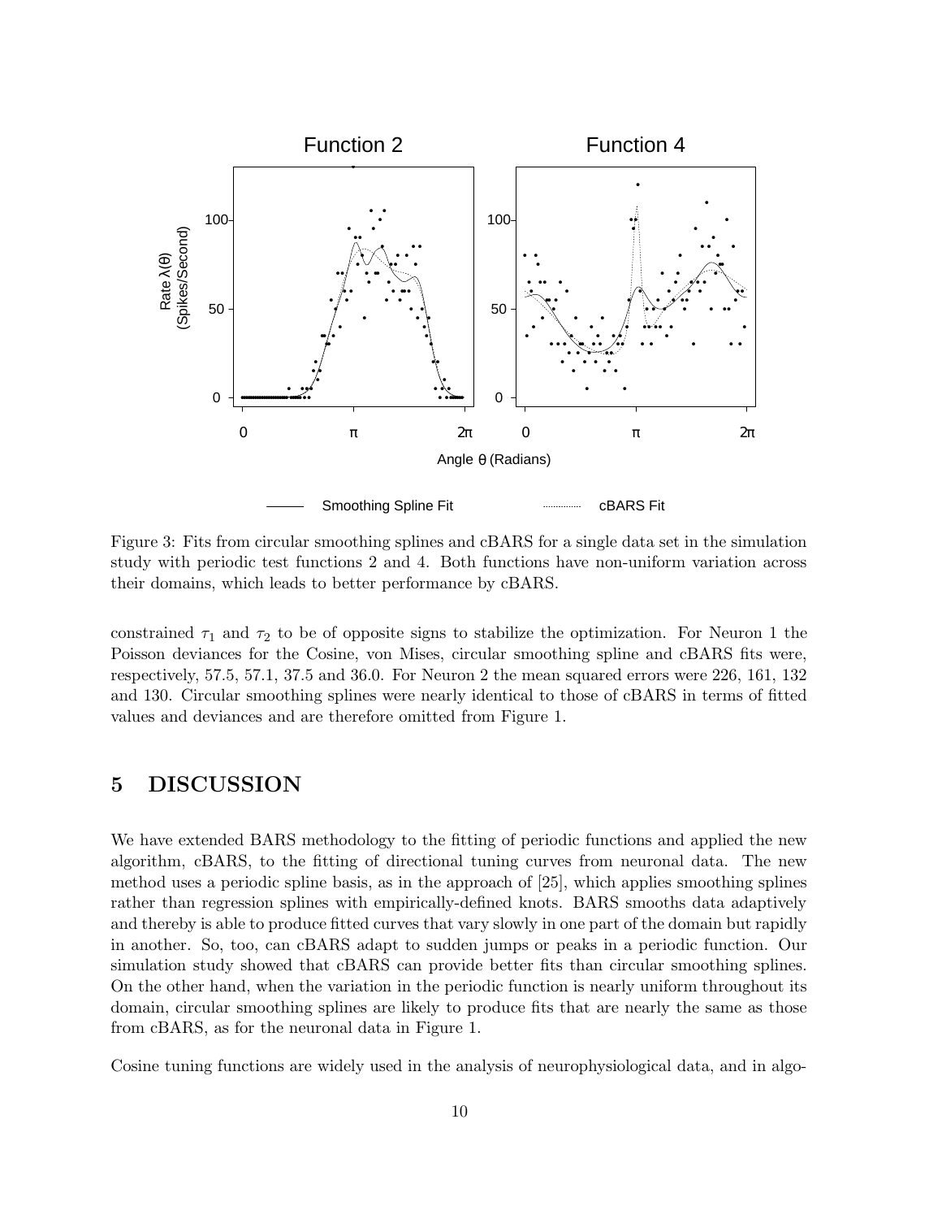Figure 3: Fits from circular smoothing splines and cBARS for a single data set in the simulation study with periodic test functions 2 and 4. Both functions have non-uniform variation across their domains, which leads to better performance by cBARS.

constrained $\tau_1$ and $\tau_2$ to be of opposite signs to stabilize the optimization. For Neuron 1 the Poisson deviances for the Cosine, von Mises, circular smoothing spline and cBARS fits were, respectively, 57.5, 57.1, 37.5 and 36.0. For Neuron 2 the mean squared errors were 226, 161, 132 and 130. Circular smoothing splines were nearly identical to those of cBARS in terms of fitted values and deviances and are therefore omitted from Figure 1.

## 5 DISCUSSION

We have extended BARS methodology to the fitting of periodic functions and applied the new algorithm, cBARS, to the fitting of directional tuning curves from neuronal data. The new method uses a periodic spline basis, as in the approach of [25], which applies smoothing splines rather than regression splines with empirically-defined knots. BARS smooths data adaptively and thereby is able to produce fitted curves that vary slowly in one part of the domain but rapidly in another. So, too, can cBARS adapt to sudden jumps or peaks in a periodic function. Our simulation study showed that cBARS can provide better fits than circular smoothing splines. On the other hand, when the variation in the periodic function is nearly uniform throughout its domain, circular smoothing splines are likely to produce fits that are nearly the same as those from cBARS, as for the neuronal data in Figure 1.

Cosine tuning functions are widely used in the analysis of neurophysiological data, and in algo-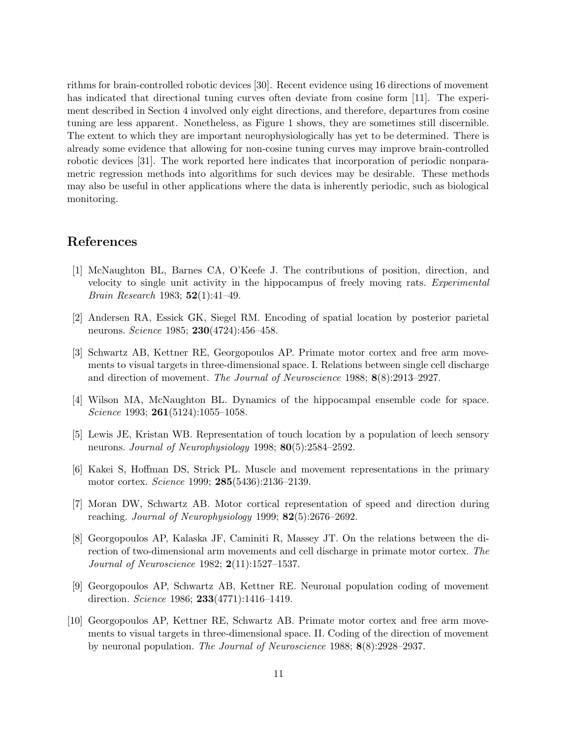rithms for brain-controlled robotic devices [30]. Recent evidence using 16 directions of movement has indicated that directional tuning curves often deviate from cosine form [11]. The experiment described in Section 4 involved only eight directions, and therefore, departures from cosine tuning are less apparent. Nonetheless, as Figure 1 shows, they are sometimes still discernible. The extent to which they are important neurophysiologically has yet to be determined. There is already some evidence that allowing for non-cosine tuning curves may improve brain-controlled robotic devices [31]. The work reported here indicates that incorporation of periodic nonparametric regression methods into algorithms for such devices may be desirable. These methods may also be useful in other applications where the data is inherently periodic, such as biological monitoring.

## References

[1] McNaughton BL, Barnes CA, O'Keefe J. The contributions of position, direction, and velocity to single unit activity in the hippocampus of freely moving rats. *Experimental Brain Research* 1983; **52**(1):41–49.

[2] Andersen RA, Essick GK, Siegel RM. Encoding of spatial location by posterior parietal neurons. *Science* 1985; **230**(4724):456–458.

[3] Schwartz AB, Kettner RE, Georgopoulos AP. Primate motor cortex and free arm movements to visual targets in three-dimensional space. I. Relations between single cell discharge and direction of movement. *The Journal of Neuroscience* 1988; **8**(8):2913–2927.

[4] Wilson MA, McNaughton BL. Dynamics of the hippocampal ensemble code for space. *Science* 1993; **261**(5124):1055–1058.

[5] Lewis JE, Kristan WB. Representation of touch location by a population of leech sensory neurons. *Journal of Neurophysiology* 1998; **80**(5):2584–2592.

[6] Kakei S, Hoffman DS, Strick PL. Muscle and movement representations in the primary motor cortex. *Science* 1999; **285**(5436):2136–2139.

[7] Moran DW, Schwartz AB. Motor cortical representation of speed and direction during reaching. *Journal of Neurophysiology* 1999; **82**(5):2676–2692.

[8] Georgopoulos AP, Kalaska JF, Caminiti R, Massey JT. On the relations between the direction of two-dimensional arm movements and cell discharge in primate motor cortex. *The Journal of Neuroscience* 1982; **2**(11):1527–1537.

[9] Georgopoulos AP, Schwartz AB, Kettner RE. Neuronal population coding of movement direction. *Science* 1986; **233**(4771):1416–1419.

[10] Georgopoulos AP, Kettner RE, Schwartz AB. Primate motor cortex and free arm movements to visual targets in three-dimensional space. II. Coding of the direction of movement by neuronal population. *The Journal of Neuroscience* 1988; **8**(8):2928–2937.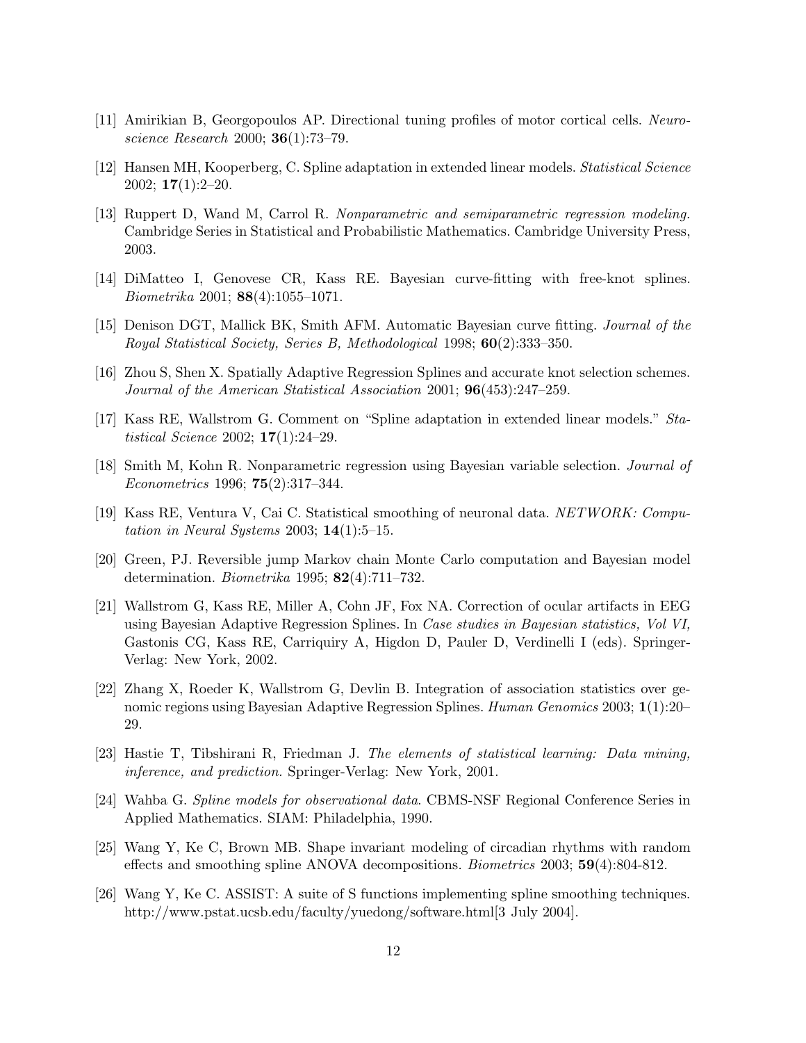[11] Amirikian B, Georgopoulos AP. Directional tuning profiles of motor cortical cells. *Neuroscience Research* 2000; **36**(1):73–79.

[12] Hansen MH, Kooperberg, C. Spline adaptation in extended linear models. *Statistical Science* 2002; **17**(1):2–20.

[13] Ruppert D, Wand M, Carrol R. *Nonparametric and semiparametric regression modeling.* Cambridge Series in Statistical and Probabilistic Mathematics. Cambridge University Press, 2003.

[14] DiMatteo I, Genovese CR, Kass RE. Bayesian curve-fitting with free-knot splines. *Biometrika* 2001; **88**(4):1055–1071.

[15] Denison DGT, Mallick BK, Smith AFM. Automatic Bayesian curve fitting. *Journal of the Royal Statistical Society, Series B, Methodological* 1998; **60**(2):333–350.

[16] Zhou S, Shen X. Spatially Adaptive Regression Splines and accurate knot selection schemes. *Journal of the American Statistical Association* 2001; **96**(453):247–259.

[17] Kass RE, Wallstrom G. Comment on "Spline adaptation in extended linear models." *Statistical Science* 2002; **17**(1):24–29.

[18] Smith M, Kohn R. Nonparametric regression using Bayesian variable selection. *Journal of Econometrics* 1996; **75**(2):317–344.

[19] Kass RE, Ventura V, Cai C. Statistical smoothing of neuronal data. *NETWORK: Computation in Neural Systems* 2003; **14**(1):5–15.

[20] Green, PJ. Reversible jump Markov chain Monte Carlo computation and Bayesian model determination. *Biometrika* 1995; **82**(4):711–732.

[21] Wallstrom G, Kass RE, Miller A, Cohn JF, Fox NA. Correction of ocular artifacts in EEG using Bayesian Adaptive Regression Splines. In *Case studies in Bayesian statistics, Vol VI,* Gastonis CG, Kass RE, Carriquiry A, Higdon D, Pauler D, Verdinelli I (eds). Springer-Verlag: New York, 2002.

[22] Zhang X, Roeder K, Wallstrom G, Devlin B. Integration of association statistics over genomic regions using Bayesian Adaptive Regression Splines. *Human Genomics* 2003; **1**(1):20–29.

[23] Hastie T, Tibshirani R, Friedman J. *The elements of statistical learning: Data mining, inference, and prediction.* Springer-Verlag: New York, 2001.

[24] Wahba G. *Spline models for observational data*. CBMS-NSF Regional Conference Series in Applied Mathematics. SIAM: Philadelphia, 1990.

[25] Wang Y, Ke C, Brown MB. Shape invariant modeling of circadian rhythms with random effects and smoothing spline ANOVA decompositions. *Biometrics* 2003; **59**(4):804-812.

[26] Wang Y, Ke C. ASSIST: A suite of S functions implementing spline smoothing techniques. http://www.pstat.ucsb.edu/faculty/yuedong/software.html[3 July 2004].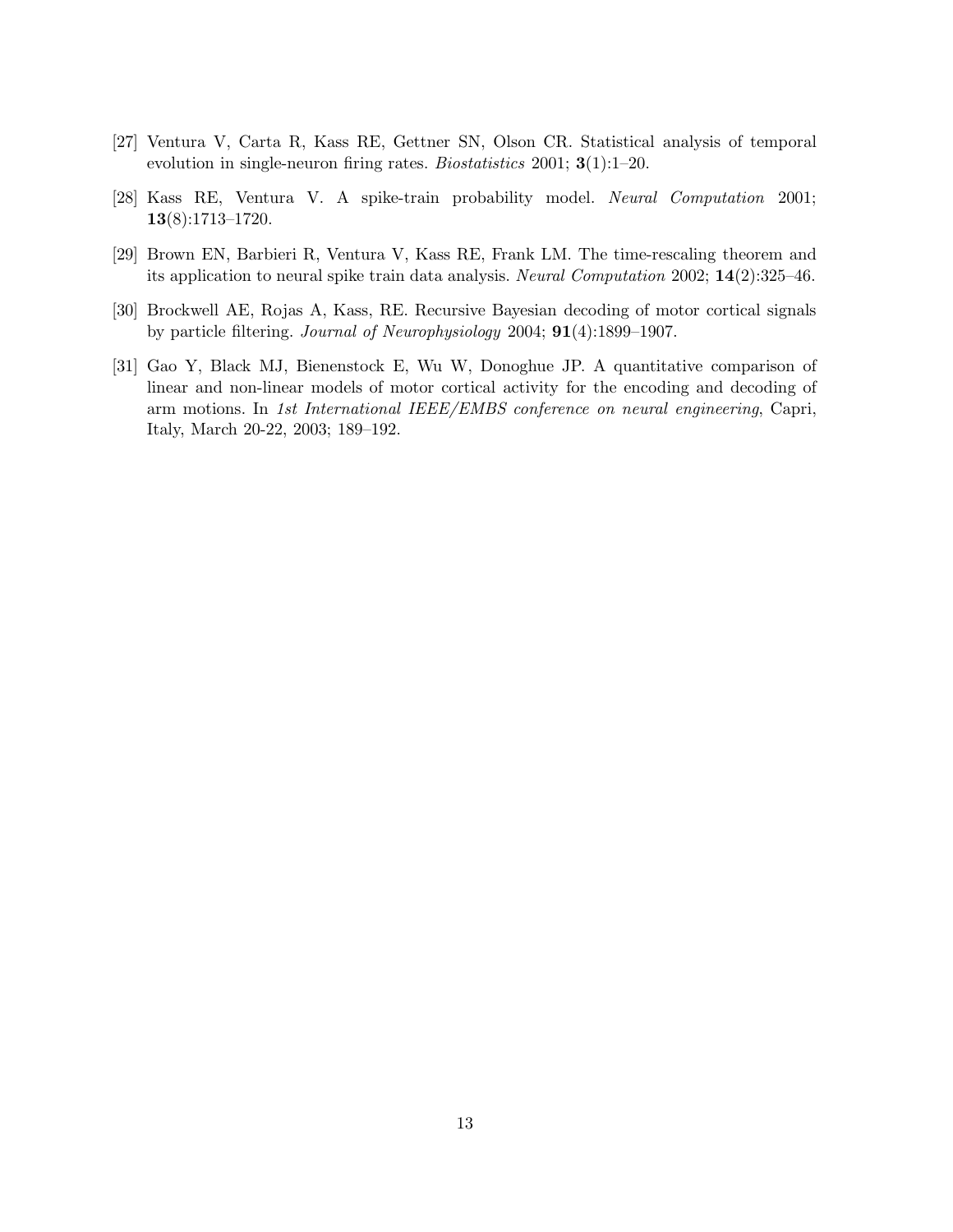[27] Ventura V, Carta R, Kass RE, Gettner SN, Olson CR. Statistical analysis of temporal evolution in single-neuron firing rates. *Biostatistics* 2001; **3**(1):1–20.

[28] Kass RE, Ventura V. A spike-train probability model. *Neural Computation* 2001; **13**(8):1713–1720.

[29] Brown EN, Barbieri R, Ventura V, Kass RE, Frank LM. The time-rescaling theorem and its application to neural spike train data analysis. *Neural Computation* 2002; **14**(2):325–46.

[30] Brockwell AE, Rojas A, Kass, RE. Recursive Bayesian decoding of motor cortical signals by particle filtering. *Journal of Neurophysiology* 2004; **91**(4):1899–1907.

[31] Gao Y, Black MJ, Bienenstock E, Wu W, Donoghue JP. A quantitative comparison of linear and non-linear models of motor cortical activity for the encoding and decoding of arm motions. In *1st International IEEE/EMBS conference on neural engineering*, Capri, Italy, March 20-22, 2003; 189–192.